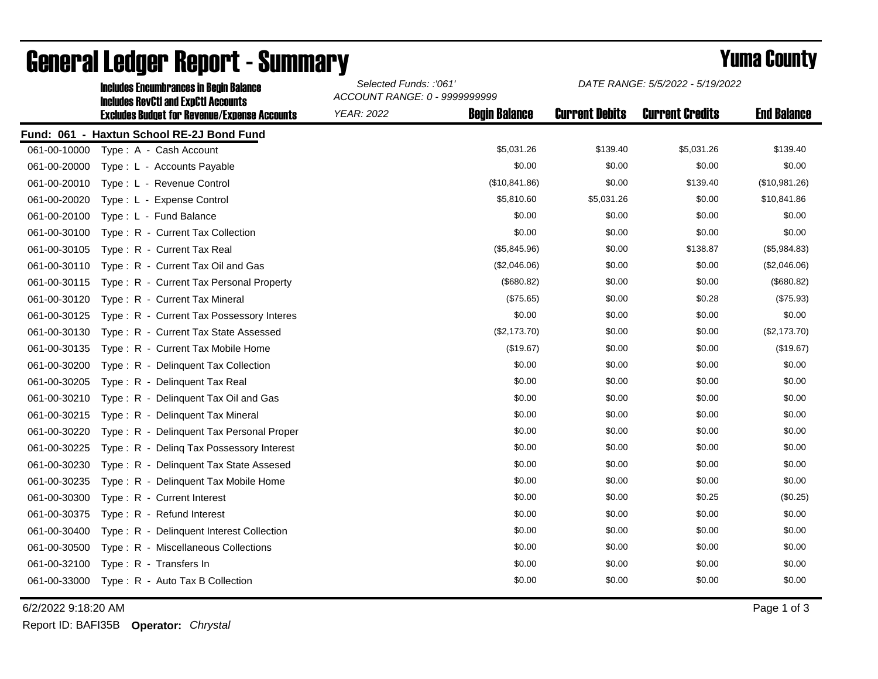# General Ledger Report - Summary

## Yuma County

**Includes Encumbrances in Begin Balance**
**Includes RevCtl and ExpCtl Accounts**
**Excludes Budget for Revenue/Expense Accounts**

*Selected Funds: :'061'*
*ACCOUNT RANGE: 0 - 9999999999*
*YEAR: 2022*
*DATE RANGE: 5/5/2022 - 5/19/2022*

**Fund: 061 - Haxtun School RE-2J Bond Fund**

| Account | Description | Begin Balance | Current Debits | Current Credits | End Balance |
|---|---|---|---|---|---|
| 061-00-10000 | Type : A - Cash Account | $5,031.26 | $139.40 | $5,031.26 | $139.40 |
| 061-00-20000 | Type : L - Accounts Payable | $0.00 | $0.00 | $0.00 | $0.00 |
| 061-00-20010 | Type : L - Revenue Control | ($10,841.86) | $0.00 | $139.40 | ($10,981.26) |
| 061-00-20020 | Type : L - Expense Control | $5,810.60 | $5,031.26 | $0.00 | $10,841.86 |
| 061-00-20100 | Type : L - Fund Balance | $0.00 | $0.00 | $0.00 | $0.00 |
| 061-00-30100 | Type : R - Current Tax Collection | $0.00 | $0.00 | $0.00 | $0.00 |
| 061-00-30105 | Type : R - Current Tax Real | ($5,845.96) | $0.00 | $138.87 | ($5,984.83) |
| 061-00-30110 | Type : R - Current Tax Oil and Gas | ($2,046.06) | $0.00 | $0.00 | ($2,046.06) |
| 061-00-30115 | Type : R - Current Tax Personal Property | ($680.82) | $0.00 | $0.00 | ($680.82) |
| 061-00-30120 | Type : R - Current Tax Mineral | ($75.65) | $0.00 | $0.28 | ($75.93) |
| 061-00-30125 | Type : R - Current Tax Possessory Interes | $0.00 | $0.00 | $0.00 | $0.00 |
| 061-00-30130 | Type : R - Current Tax State Assessed | ($2,173.70) | $0.00 | $0.00 | ($2,173.70) |
| 061-00-30135 | Type : R - Current Tax Mobile Home | ($19.67) | $0.00 | $0.00 | ($19.67) |
| 061-00-30200 | Type : R - Delinquent Tax Collection | $0.00 | $0.00 | $0.00 | $0.00 |
| 061-00-30205 | Type : R - Delinquent Tax Real | $0.00 | $0.00 | $0.00 | $0.00 |
| 061-00-30210 | Type : R - Delinquent Tax Oil and Gas | $0.00 | $0.00 | $0.00 | $0.00 |
| 061-00-30215 | Type : R - Delinquent Tax Mineral | $0.00 | $0.00 | $0.00 | $0.00 |
| 061-00-30220 | Type : R - Delinquent Tax Personal Proper | $0.00 | $0.00 | $0.00 | $0.00 |
| 061-00-30225 | Type : R - Delinq Tax Possessory Interest | $0.00 | $0.00 | $0.00 | $0.00 |
| 061-00-30230 | Type : R - Delinquent Tax State Assesed | $0.00 | $0.00 | $0.00 | $0.00 |
| 061-00-30235 | Type : R - Delinquent Tax Mobile Home | $0.00 | $0.00 | $0.00 | $0.00 |
| 061-00-30300 | Type : R - Current Interest | $0.00 | $0.00 | $0.25 | ($0.25) |
| 061-00-30375 | Type : R - Refund Interest | $0.00 | $0.00 | $0.00 | $0.00 |
| 061-00-30400 | Type : R - Delinquent Interest Collection | $0.00 | $0.00 | $0.00 | $0.00 |
| 061-00-30500 | Type : R - Miscellaneous Collections | $0.00 | $0.00 | $0.00 | $0.00 |
| 061-00-32100 | Type : R - Transfers In | $0.00 | $0.00 | $0.00 | $0.00 |
| 061-00-33000 | Type : R - Auto Tax B Collection | $0.00 | $0.00 | $0.00 | $0.00 |

6/2/2022 9:18:20 AM

Report ID: BAFI35B **Operator:** *Chrystal*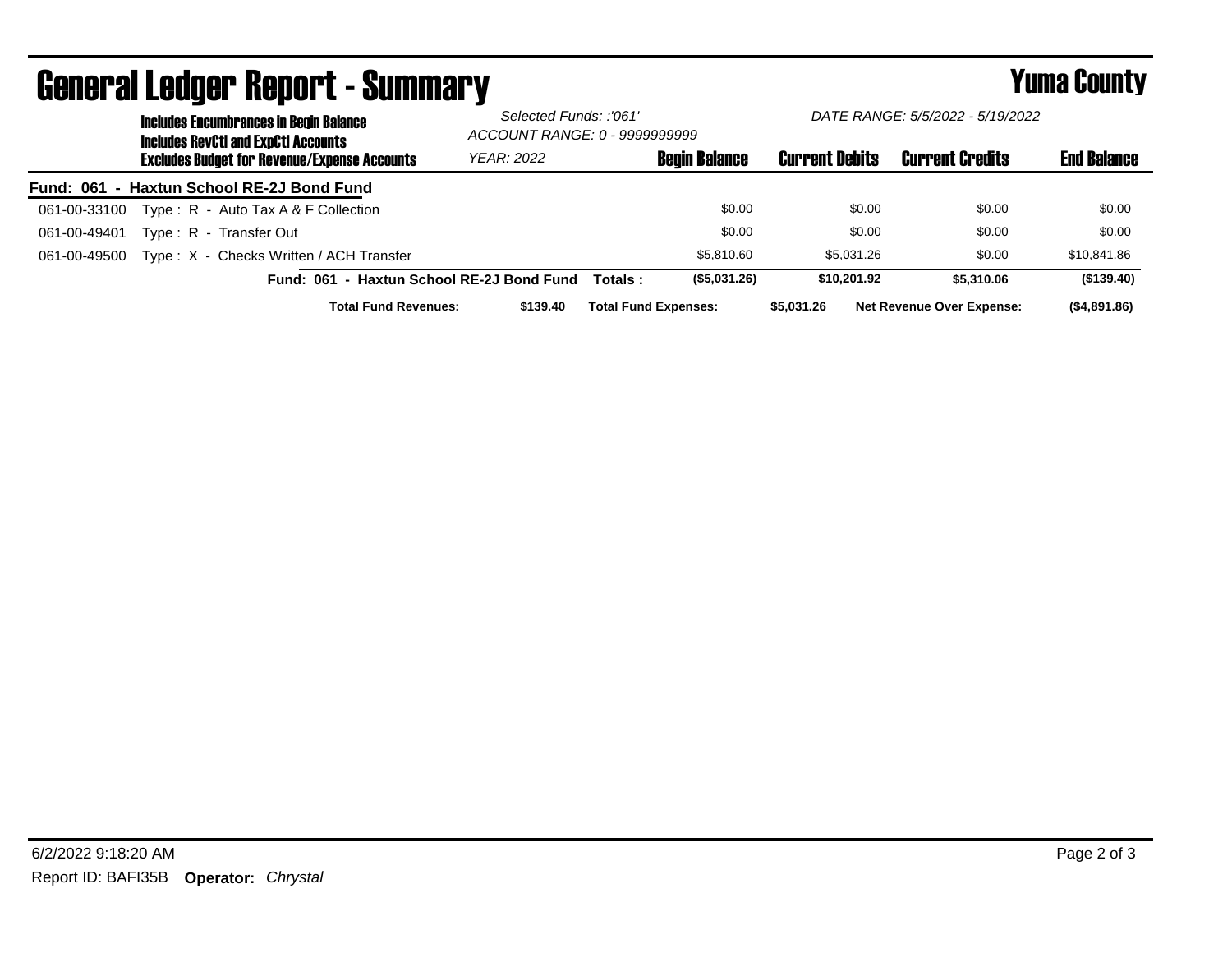# General Ledger Report - Summary

## Yuma County

**Includes Encumbrances in Begin Balance**
**Includes RevCtl and ExpCtl Accounts**
**Excludes Budget for Revenue/Expense Accounts**

*Selected Funds: :'061'*
*ACCOUNT RANGE: 0 - 9999999999*
*YEAR: 2022*

*DATE RANGE: 5/5/2022 - 5/19/2022*

| | | Begin Balance | Current Debits | Current Credits | End Balance |
|---|---|---|---|---|---|
| **Fund: 061 - Haxtun School RE-2J Bond Fund** | | | | | |
| 061-00-33100 | Type : R - Auto Tax A & F Collection | $0.00 | $0.00 | $0.00 | $0.00 |
| 061-00-49401 | Type : R - Transfer Out | $0.00 | $0.00 | $0.00 | $0.00 |
| 061-00-49500 | Type : X - Checks Written / ACH Transfer | $5,810.60 | $5,031.26 | $0.00 | $10,841.86 |
| | **Fund: 061 - Haxtun School RE-2J Bond Fund Totals :** | **($5,031.26)** | **$10,201.92** | **$5,310.06** | **($139.40)** |

**Total Fund Revenues:** $139.40 **Total Fund Expenses:** $5,031.26 **Net Revenue Over Expense:** ($4,891.86)

6/2/2022 9:18:20 AM

Report ID: BAFI35B **Operator:** *Chrystal*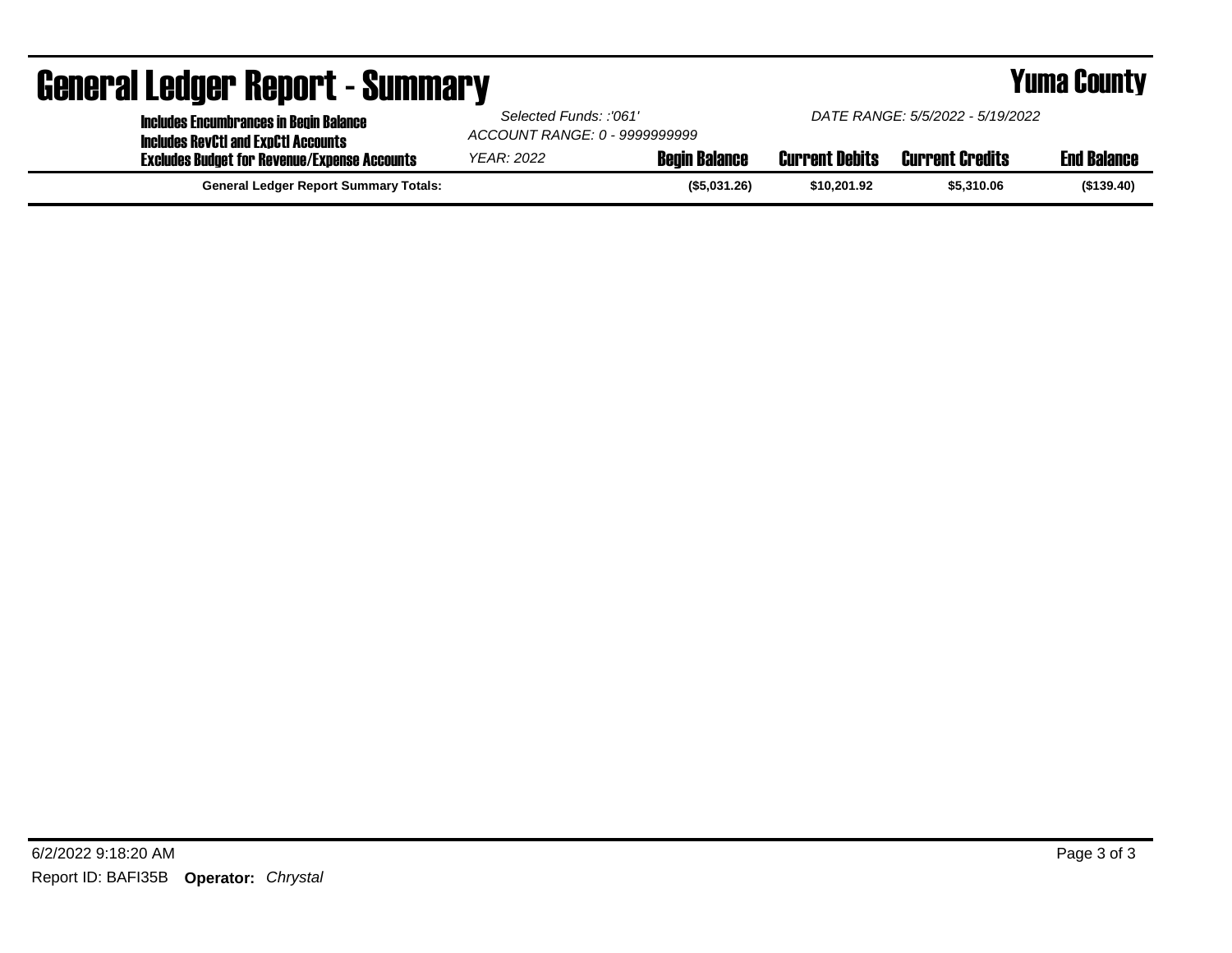# General Ledger Report - Summary

**Yuma County**

**Includes Encumbrances in Begin Balance**
**Includes RevCtl and ExpCtl Accounts**
**Excludes Budget for Revenue/Expense Accounts**

*Selected Funds: :'061'*
*ACCOUNT RANGE: 0 - 9999999999*
*YEAR: 2022*

*DATE RANGE: 5/5/2022 - 5/19/2022*

| | Begin Balance | Current Debits | Current Credits | End Balance |
|---|---|---|---|---|
| **General Ledger Report Summary Totals:** | **($5,031.26)** | **$10,201.92** | **$5,310.06** | **($139.40)** |

6/2/2022 9:18:20 AM

Report ID: BAFI35B **Operator:** *Chrystal*